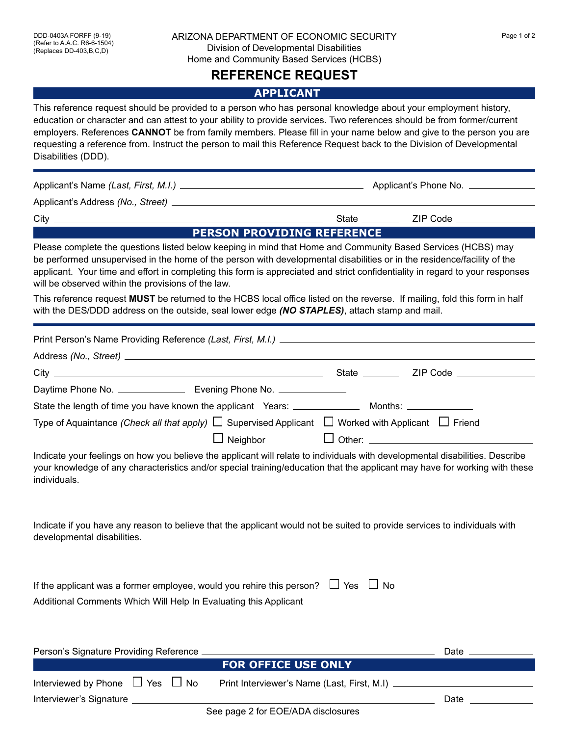DDD-0403A FORFF (9-19)
(Refer to A.A.C. R6-6-1504)
(Replaces DD-403,B,C,D)

ARIZONA DEPARTMENT OF ECONOMIC SECURITY
Division of Developmental Disabilities
Home and Community Based Services (HCBS)

# REFERENCE REQUEST

## APPLICANT

This reference request should be provided to a person who has personal knowledge about your employment history, education or character and can attest to your ability to provide services. Two references should be from former/current employers. References **CANNOT** be from family members. Please fill in your name below and give to the person you are requesting a reference from. Instruct the person to mail this Reference Request back to the Division of Developmental Disabilities (DDD).

Applicant's Name *(Last, First, M.I.)* ______________________ Applicant's Phone No. __________

Applicant's Address *(No., Street)* ______________________

City ______________________ State ______ ZIP Code __________

## PERSON PROVIDING REFERENCE

Please complete the questions listed below keeping in mind that Home and Community Based Services (HCBS) may be performed unsupervised in the home of the person with developmental disabilities or in the residence/facility of the applicant. Your time and effort in completing this form is appreciated and strict confidentiality in regard to your responses will be observed within the provisions of the law.

This reference request **MUST** be returned to the HCBS local office listed on the reverse. If mailing, fold this form in half with the DES/DDD address on the outside, seal lower edge ***(NO STAPLES)***, attach stamp and mail.

Print Person's Name Providing Reference *(Last, First, M.I.)* ______________________

Address *(No., Street)* ______________________

City ______________________ State ______ ZIP Code __________

Daytime Phone No. __________ Evening Phone No. __________

State the length of time you have known the applicant Years: __________ Months: __________

Type of Aquaintance *(Check all that apply)* ☐ Supervised Applicant ☐ Worked with Applicant ☐ Friend ☐ Neighbor ☐ Other: __________

Indicate your feelings on how you believe the applicant will relate to individuals with developmental disabilities. Describe your knowledge of any characteristics and/or special training/education that the applicant may have for working with these individuals.

Indicate if you have any reason to believe that the applicant would not be suited to provide services to individuals with developmental disabilities.

If the applicant was a former employee, would you rehire this person? ☐ Yes ☐ No

Additional Comments Which Will Help In Evaluating this Applicant

Person's Signature Providing Reference ______________________ Date __________

## FOR OFFICE USE ONLY

Interviewed by Phone ☐ Yes ☐ No Print Interviewer's Name (Last, First, M.I) ______________________

Interviewer's Signature ______________________ Date __________

See page 2 for EOE/ADA disclosures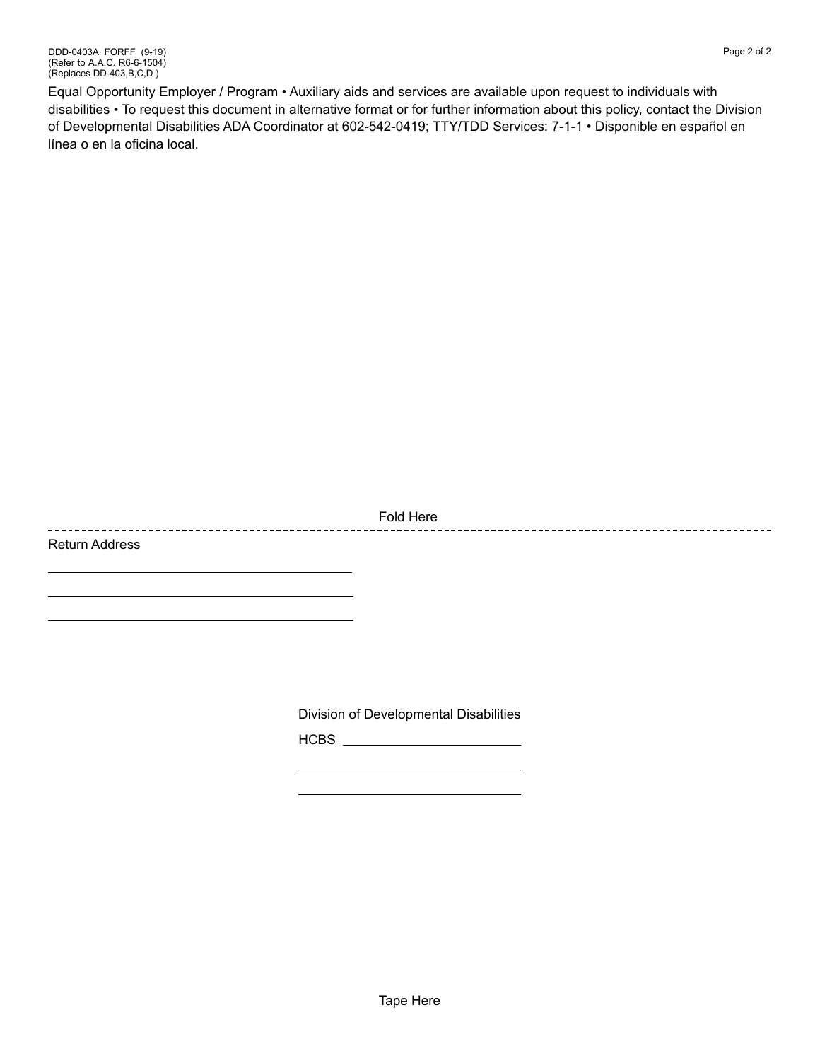DDD-0403A FORFF (9-19)
(Refer to A.A.C. R6-6-1504)
(Replaces DD-403,B,C,D )

Equal Opportunity Employer / Program • Auxiliary aids and services are available upon request to individuals with disabilities • To request this document in alternative format or for further information about this policy, contact the Division of Developmental Disabilities ADA Coordinator at 602-542-0419; TTY/TDD Services: 7-1-1 • Disponible en español en línea o en la oficina local.

Fold Here

Return Address

\_\_\_\_\_\_\_\_\_\_\_\_\_\_\_\_\_\_\_\_\_\_\_\_\_\_\_\_\_\_\_\_\_\_\_\_\_\_\_\_

\_\_\_\_\_\_\_\_\_\_\_\_\_\_\_\_\_\_\_\_\_\_\_\_\_\_\_\_\_\_\_\_\_\_\_\_\_\_\_\_

\_\_\_\_\_\_\_\_\_\_\_\_\_\_\_\_\_\_\_\_\_\_\_\_\_\_\_\_\_\_\_\_\_\_\_\_\_\_\_\_

Division of Developmental Disabilities

HCBS \_\_\_\_\_\_\_\_\_\_\_\_\_\_\_\_\_\_\_\_\_\_\_\_

\_\_\_\_\_\_\_\_\_\_\_\_\_\_\_\_\_\_\_\_\_\_\_\_\_\_\_\_\_\_\_

\_\_\_\_\_\_\_\_\_\_\_\_\_\_\_\_\_\_\_\_\_\_\_\_\_\_\_\_\_\_\_

Tape Here